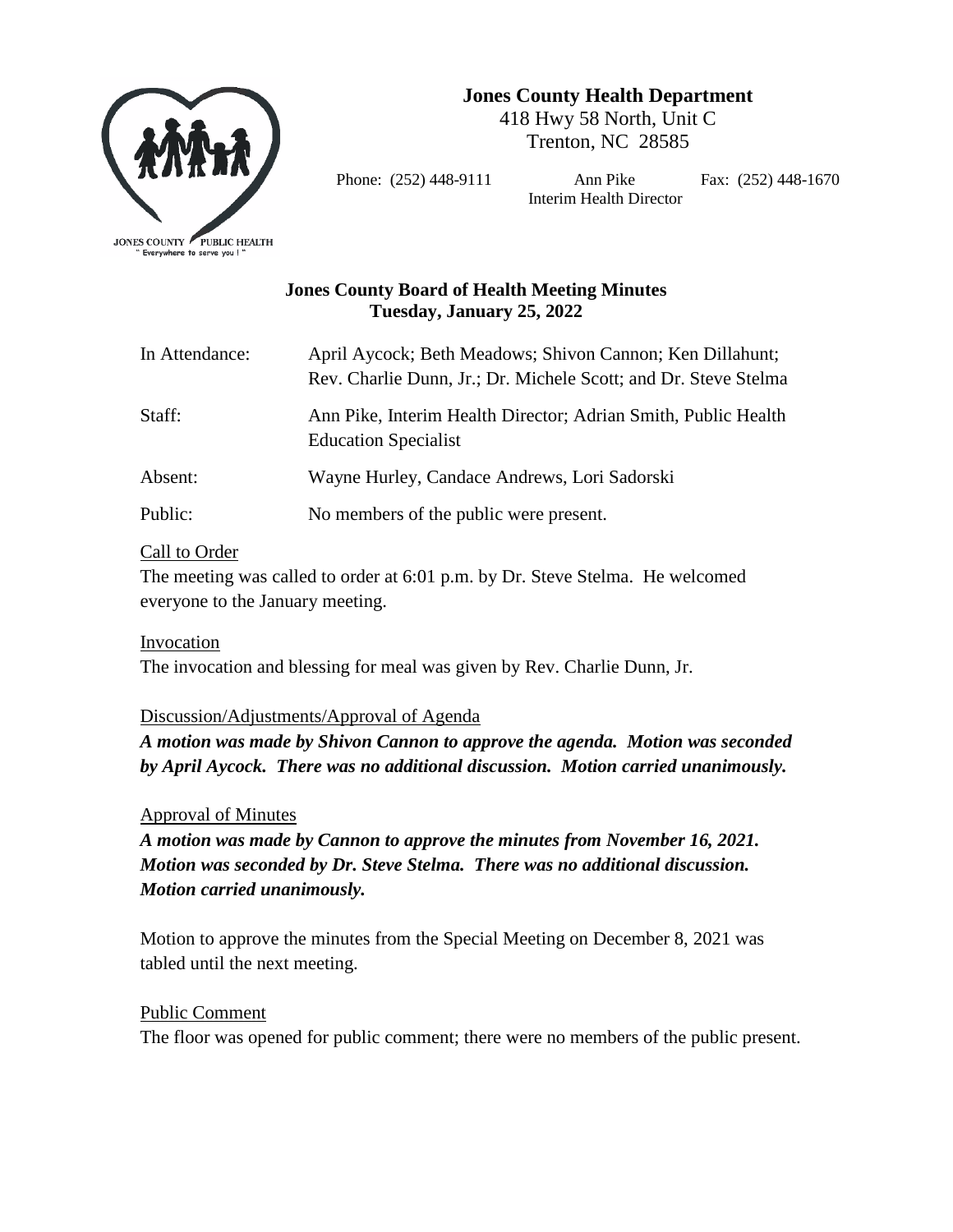**Jones County Health Department**
418 Hwy 58 North, Unit C
Trenton, NC 28585

Phone: (252) 448-9111 | Ann Pike, Interim Health Director | Fax: (252) 448-1670

JONES COUNTY PUBLIC HEALTH
" Everywhere to serve you ! "

## Jones County Board of Health Meeting Minutes
## Tuesday, January 25, 2022

In Attendance: April Aycock; Beth Meadows; Shivon Cannon; Ken Dillahunt; Rev. Charlie Dunn, Jr.; Dr. Michele Scott; and Dr. Steve Stelma

Staff: Ann Pike, Interim Health Director; Adrian Smith, Public Health Education Specialist

Absent: Wayne Hurley, Candace Andrews, Lori Sadorski

Public: No members of the public were present.

<u>Call to Order</u>

The meeting was called to order at 6:01 p.m. by Dr. Steve Stelma. He welcomed everyone to the January meeting.

<u>Invocation</u>

The invocation and blessing for meal was given by Rev. Charlie Dunn, Jr.

<u>Discussion/Adjustments/Approval of Agenda</u>

***A motion was made by Shivon Cannon to approve the agenda. Motion was seconded by April Aycock. There was no additional discussion. Motion carried unanimously.***

<u>Approval of Minutes</u>

***A motion was made by Cannon to approve the minutes from November 16, 2021. Motion was seconded by Dr. Steve Stelma. There was no additional discussion. Motion carried unanimously.***

Motion to approve the minutes from the Special Meeting on December 8, 2021 was tabled until the next meeting.

<u>Public Comment</u>

The floor was opened for public comment; there were no members of the public present.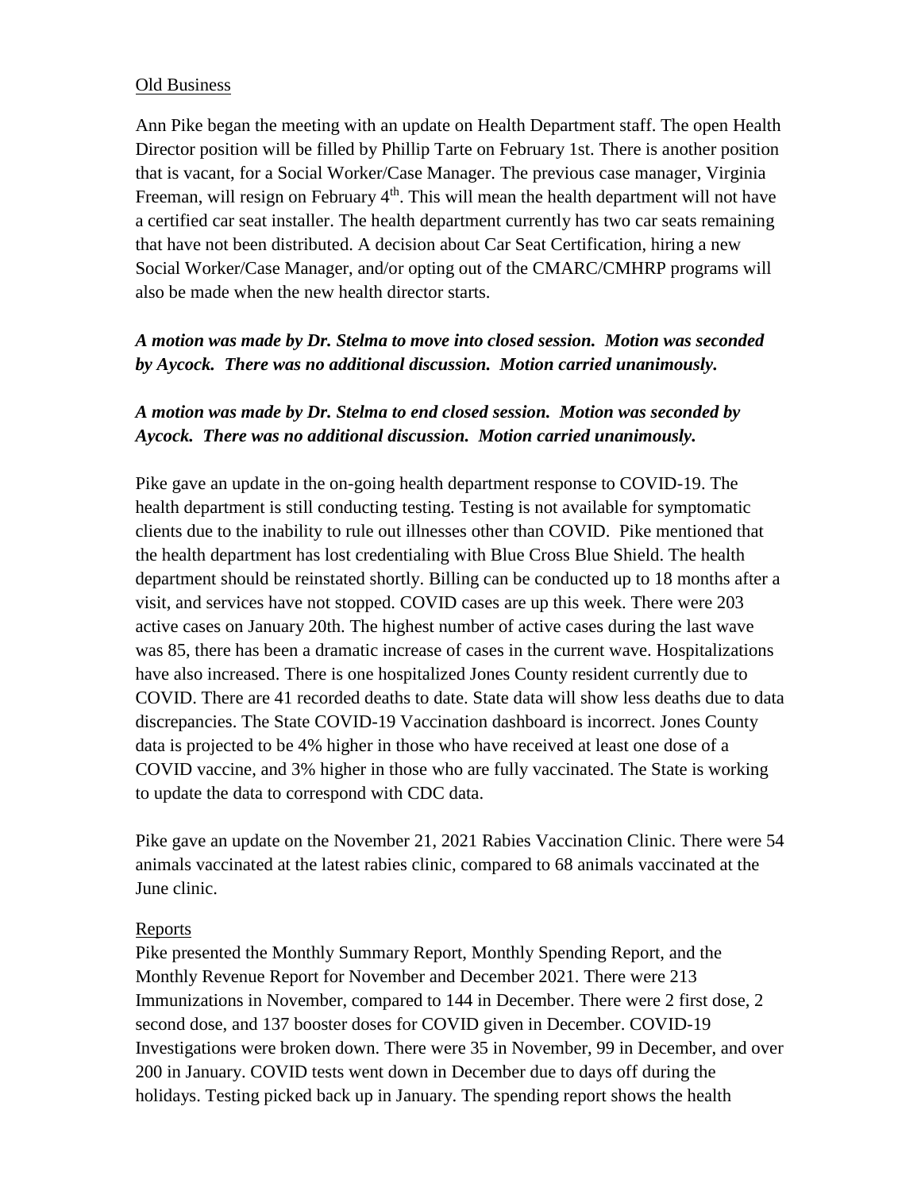Old Business

Ann Pike began the meeting with an update on Health Department staff. The open Health Director position will be filled by Phillip Tarte on February 1st. There is another position that is vacant, for a Social Worker/Case Manager. The previous case manager, Virginia Freeman, will resign on February 4th. This will mean the health department will not have a certified car seat installer. The health department currently has two car seats remaining that have not been distributed. A decision about Car Seat Certification, hiring a new Social Worker/Case Manager, and/or opting out of the CMARC/CMHRP programs will also be made when the new health director starts.

***A motion was made by Dr. Stelma to move into closed session. Motion was seconded by Aycock. There was no additional discussion. Motion carried unanimously.***

***A motion was made by Dr. Stelma to end closed session. Motion was seconded by Aycock. There was no additional discussion. Motion carried unanimously.***

Pike gave an update in the on-going health department response to COVID-19. The health department is still conducting testing. Testing is not available for symptomatic clients due to the inability to rule out illnesses other than COVID. Pike mentioned that the health department has lost credentialing with Blue Cross Blue Shield. The health department should be reinstated shortly. Billing can be conducted up to 18 months after a visit, and services have not stopped. COVID cases are up this week. There were 203 active cases on January 20th. The highest number of active cases during the last wave was 85, there has been a dramatic increase of cases in the current wave. Hospitalizations have also increased. There is one hospitalized Jones County resident currently due to COVID. There are 41 recorded deaths to date. State data will show less deaths due to data discrepancies. The State COVID-19 Vaccination dashboard is incorrect. Jones County data is projected to be 4% higher in those who have received at least one dose of a COVID vaccine, and 3% higher in those who are fully vaccinated. The State is working to update the data to correspond with CDC data.

Pike gave an update on the November 21, 2021 Rabies Vaccination Clinic. There were 54 animals vaccinated at the latest rabies clinic, compared to 68 animals vaccinated at the June clinic.

Reports

Pike presented the Monthly Summary Report, Monthly Spending Report, and the Monthly Revenue Report for November and December 2021. There were 213 Immunizations in November, compared to 144 in December. There were 2 first dose, 2 second dose, and 137 booster doses for COVID given in December. COVID-19 Investigations were broken down. There were 35 in November, 99 in December, and over 200 in January. COVID tests went down in December due to days off during the holidays. Testing picked back up in January. The spending report shows the health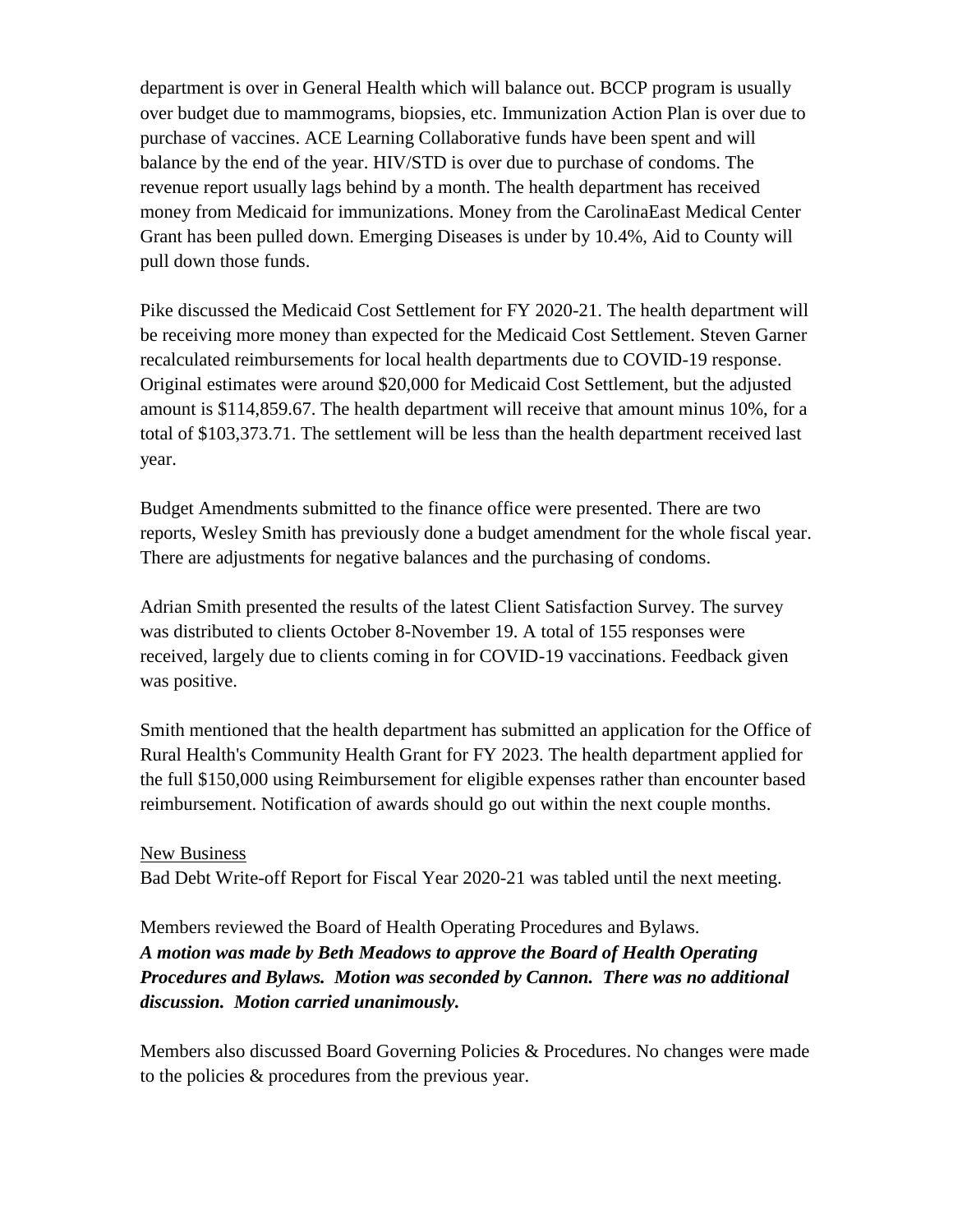department is over in General Health which will balance out. BCCP program is usually over budget due to mammograms, biopsies, etc. Immunization Action Plan is over due to purchase of vaccines. ACE Learning Collaborative funds have been spent and will balance by the end of the year. HIV/STD is over due to purchase of condoms. The revenue report usually lags behind by a month. The health department has received money from Medicaid for immunizations. Money from the CarolinaEast Medical Center Grant has been pulled down. Emerging Diseases is under by 10.4%, Aid to County will pull down those funds.

Pike discussed the Medicaid Cost Settlement for FY 2020-21. The health department will be receiving more money than expected for the Medicaid Cost Settlement. Steven Garner recalculated reimbursements for local health departments due to COVID-19 response. Original estimates were around $20,000 for Medicaid Cost Settlement, but the adjusted amount is $114,859.67. The health department will receive that amount minus 10%, for a total of $103,373.71. The settlement will be less than the health department received last year.

Budget Amendments submitted to the finance office were presented. There are two reports, Wesley Smith has previously done a budget amendment for the whole fiscal year. There are adjustments for negative balances and the purchasing of condoms.

Adrian Smith presented the results of the latest Client Satisfaction Survey. The survey was distributed to clients October 8-November 19. A total of 155 responses were received, largely due to clients coming in for COVID-19 vaccinations. Feedback given was positive.

Smith mentioned that the health department has submitted an application for the Office of Rural Health's Community Health Grant for FY 2023. The health department applied for the full $150,000 using Reimbursement for eligible expenses rather than encounter based reimbursement. Notification of awards should go out within the next couple months.

<u>New Business</u>

Bad Debt Write-off Report for Fiscal Year 2020-21 was tabled until the next meeting.

Members reviewed the Board of Health Operating Procedures and Bylaws.
***A motion was made by Beth Meadows to approve the Board of Health Operating Procedures and Bylaws. Motion was seconded by Cannon. There was no additional discussion. Motion carried unanimously.***

Members also discussed Board Governing Policies & Procedures. No changes were made to the policies & procedures from the previous year.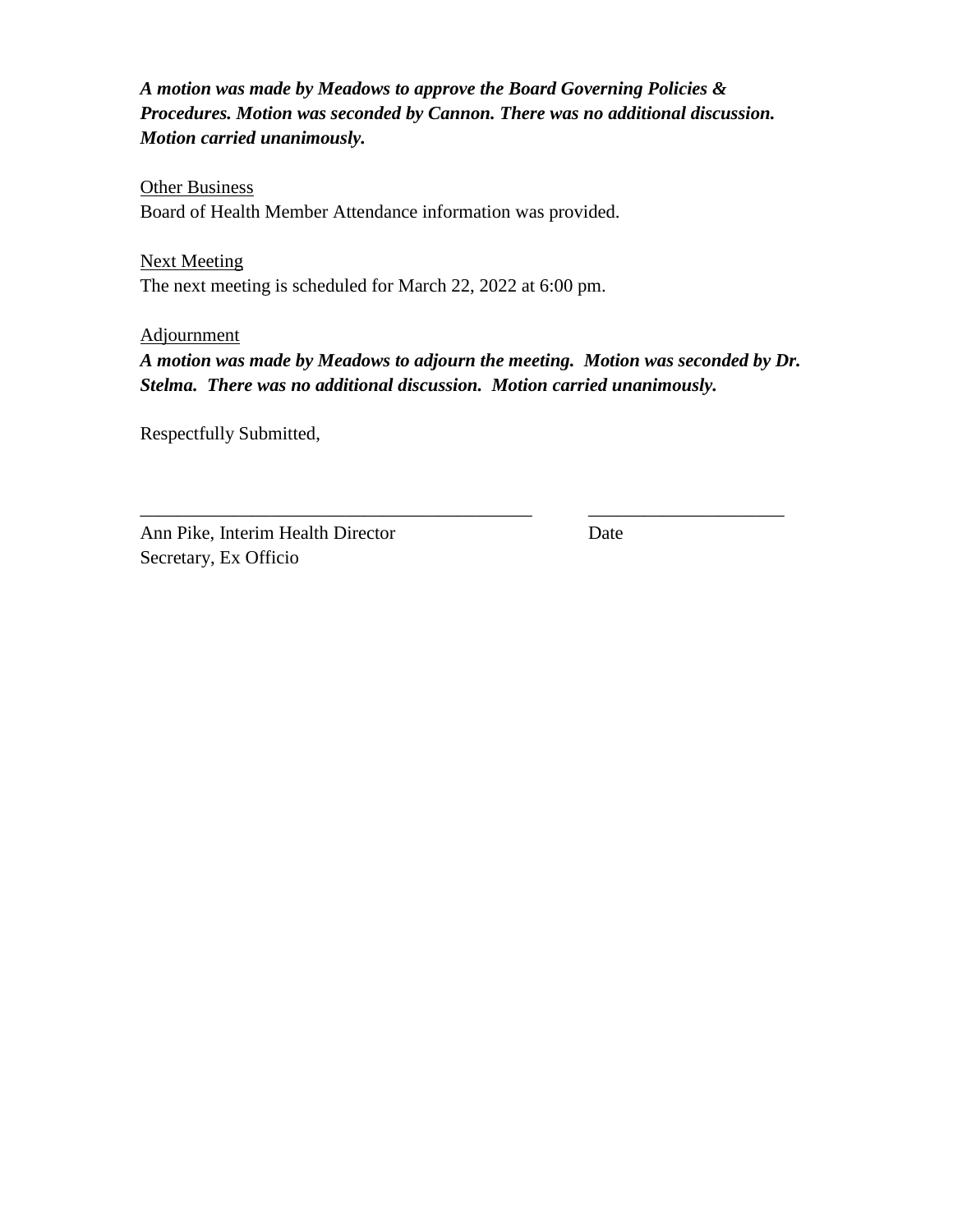***A motion was made by Meadows to approve the Board Governing Policies & Procedures. Motion was seconded by Cannon. There was no additional discussion. Motion carried unanimously.***

<u>Other Business</u>
Board of Health Member Attendance information was provided.

<u>Next Meeting</u>
The next meeting is scheduled for March 22, 2022 at 6:00 pm.

<u>Adjournment</u>
***A motion was made by Meadows to adjourn the meeting. Motion was seconded by Dr. Stelma. There was no additional discussion. Motion carried unanimously.***

Respectfully Submitted,

\_\_\_\_\_\_\_\_\_\_\_\_\_\_\_\_\_\_\_\_\_\_\_\_\_\_\_\_\_\_\_\_\_\_\_\_\_\_\_\_\_\_ \_\_\_\_\_\_\_\_\_\_\_\_\_\_\_\_\_\_\_\_\_\_

Ann Pike, Interim Health Director Date
Secretary, Ex Officio